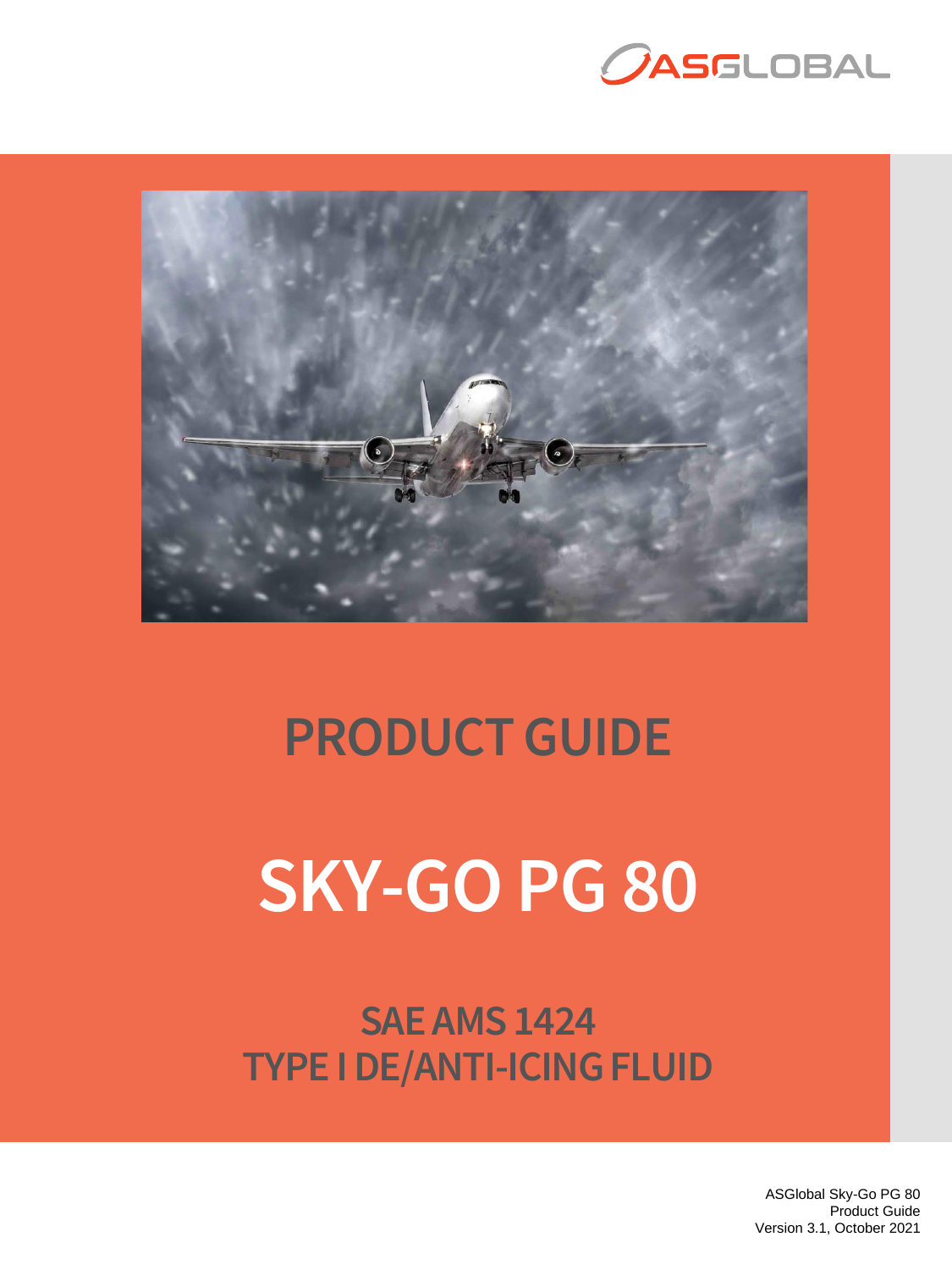ASGLOBAL

# PRODUCT GUIDE

# SKY-GO PG 80

## SAE AMS 1424
## TYPE I DE/ANTI-ICING FLUID

ASGlobal Sky-Go PG 80
Product Guide
Version 3.1, October 2021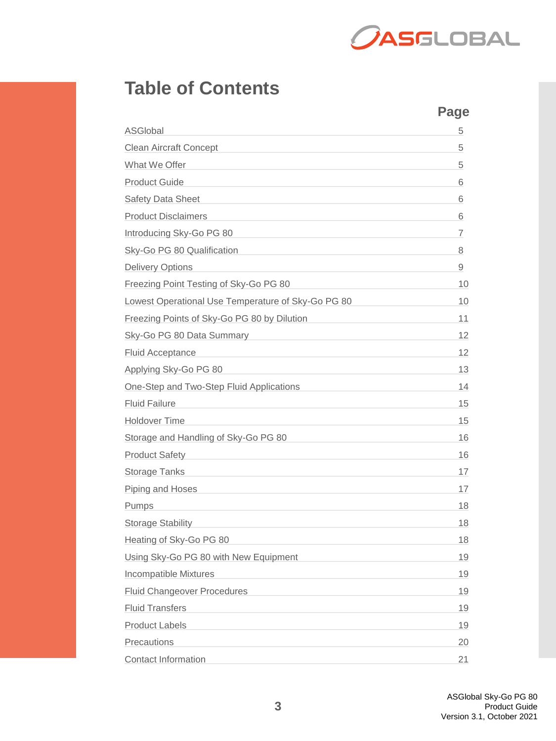# Table of Contents

| | Page |
|---|---|
| ASGlobal | 5 |
| Clean Aircraft Concept | 5 |
| What We Offer | 5 |
| Product Guide | 6 |
| Safety Data Sheet | 6 |
| Product Disclaimers | 6 |
| Introducing Sky-Go PG 80 | 7 |
| Sky-Go PG 80 Qualification | 8 |
| Delivery Options | 9 |
| Freezing Point Testing of Sky-Go PG 80 | 10 |
| Lowest Operational Use Temperature of Sky-Go PG 80 | 10 |
| Freezing Points of Sky-Go PG 80 by Dilution | 11 |
| Sky-Go PG 80 Data Summary | 12 |
| Fluid Acceptance | 12 |
| Applying Sky-Go PG 80 | 13 |
| One-Step and Two-Step Fluid Applications | 14 |
| Fluid Failure | 15 |
| Holdover Time | 15 |
| Storage and Handling of Sky-Go PG 80 | 16 |
| Product Safety | 16 |
| Storage Tanks | 17 |
| Piping and Hoses | 17 |
| Pumps | 18 |
| Storage Stability | 18 |
| Heating of Sky-Go PG 80 | 18 |
| Using Sky-Go PG 80 with New Equipment | 19 |
| Incompatible Mixtures | 19 |
| Fluid Changeover Procedures | 19 |
| Fluid Transfers | 19 |
| Product Labels | 19 |
| Precautions | 20 |
| Contact Information | 21 |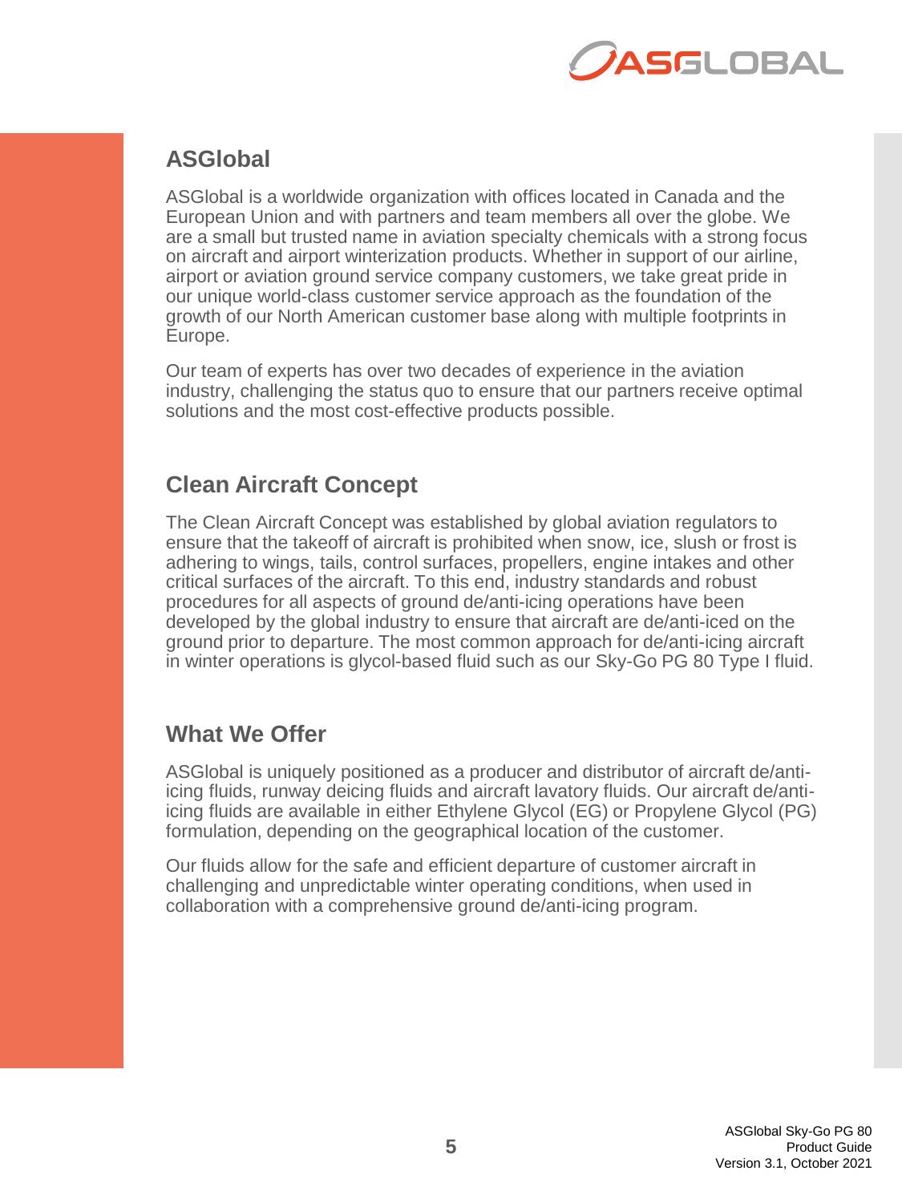## ASGlobal

ASGlobal is a worldwide organization with offices located in Canada and the European Union and with partners and team members all over the globe. We are a small but trusted name in aviation specialty chemicals with a strong focus on aircraft and airport winterization products. Whether in support of our airline, airport or aviation ground service company customers, we take great pride in our unique world-class customer service approach as the foundation of the growth of our North American customer base along with multiple footprints in Europe.

Our team of experts has over two decades of experience in the aviation industry, challenging the status quo to ensure that our partners receive optimal solutions and the most cost-effective products possible.

## Clean Aircraft Concept

The Clean Aircraft Concept was established by global aviation regulators to ensure that the takeoff of aircraft is prohibited when snow, ice, slush or frost is adhering to wings, tails, control surfaces, propellers, engine intakes and other critical surfaces of the aircraft. To this end, industry standards and robust procedures for all aspects of ground de/anti-icing operations have been developed by the global industry to ensure that aircraft are de/anti-iced on the ground prior to departure. The most common approach for de/anti-icing aircraft in winter operations is glycol-based fluid such as our Sky-Go PG 80 Type I fluid.

## What We Offer

ASGlobal is uniquely positioned as a producer and distributor of aircraft de/anti-icing fluids, runway deicing fluids and aircraft lavatory fluids. Our aircraft de/anti-icing fluids are available in either Ethylene Glycol (EG) or Propylene Glycol (PG) formulation, depending on the geographical location of the customer.

Our fluids allow for the safe and efficient departure of customer aircraft in challenging and unpredictable winter operating conditions, when used in collaboration with a comprehensive ground de/anti-icing program.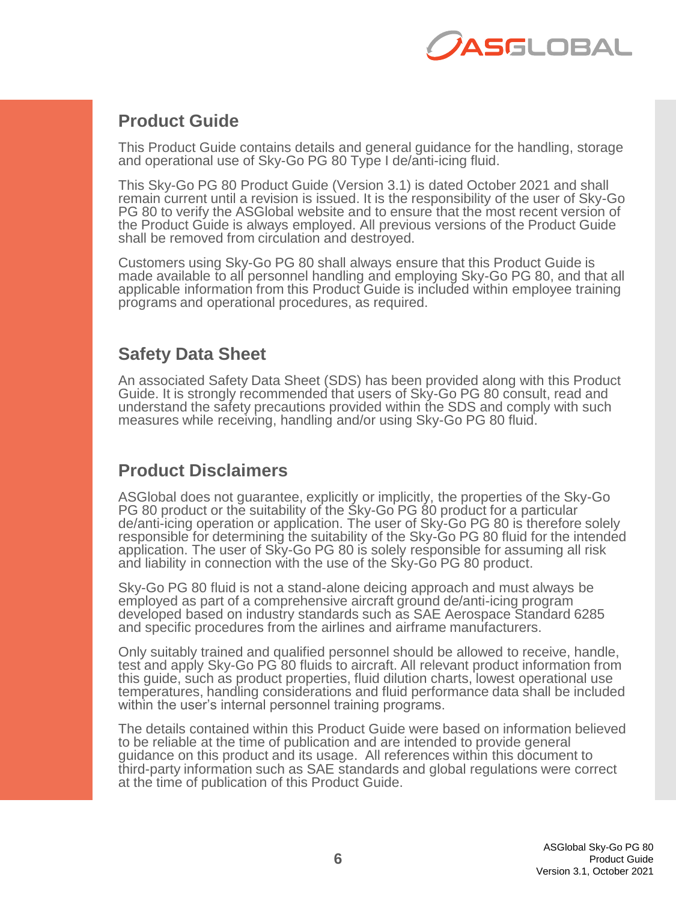## Product Guide

This Product Guide contains details and general guidance for the handling, storage and operational use of Sky-Go PG 80 Type I de/anti-icing fluid.

This Sky-Go PG 80 Product Guide (Version 3.1) is dated October 2021 and shall remain current until a revision is issued. It is the responsibility of the user of Sky-Go PG 80 to verify the ASGlobal website and to ensure that the most recent version of the Product Guide is always employed. All previous versions of the Product Guide shall be removed from circulation and destroyed.

Customers using Sky-Go PG 80 shall always ensure that this Product Guide is made available to all personnel handling and employing Sky-Go PG 80, and that all applicable information from this Product Guide is included within employee training programs and operational procedures, as required.

## Safety Data Sheet

An associated Safety Data Sheet (SDS) has been provided along with this Product Guide. It is strongly recommended that users of Sky-Go PG 80 consult, read and understand the safety precautions provided within the SDS and comply with such measures while receiving, handling and/or using Sky-Go PG 80 fluid.

## Product Disclaimers

ASGlobal does not guarantee, explicitly or implicitly, the properties of the Sky-Go PG 80 product or the suitability of the Sky-Go PG 80 product for a particular de/anti-icing operation or application. The user of Sky-Go PG 80 is therefore solely responsible for determining the suitability of the Sky-Go PG 80 fluid for the intended application. The user of Sky-Go PG 80 is solely responsible for assuming all risk and liability in connection with the use of the Sky-Go PG 80 product.

Sky-Go PG 80 fluid is not a stand-alone deicing approach and must always be employed as part of a comprehensive aircraft ground de/anti-icing program developed based on industry standards such as SAE Aerospace Standard 6285 and specific procedures from the airlines and airframe manufacturers.

Only suitably trained and qualified personnel should be allowed to receive, handle, test and apply Sky-Go PG 80 fluids to aircraft. All relevant product information from this guide, such as product properties, fluid dilution charts, lowest operational use temperatures, handling considerations and fluid performance data shall be included within the user's internal personnel training programs.

The details contained within this Product Guide were based on information believed to be reliable at the time of publication and are intended to provide general guidance on this product and its usage. All references within this document to third-party information such as SAE standards and global regulations were correct at the time of publication of this Product Guide.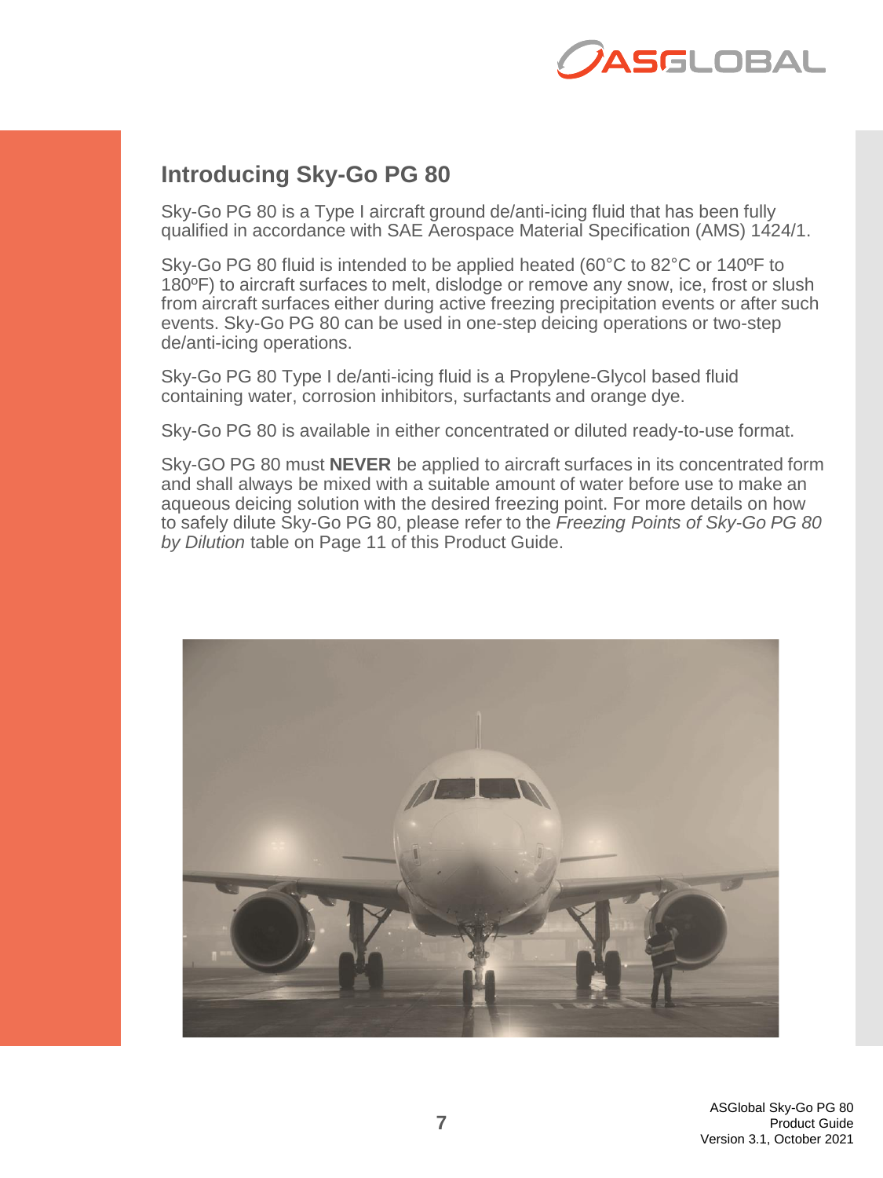## Introducing Sky-Go PG 80

Sky-Go PG 80 is a Type I aircraft ground de/anti-icing fluid that has been fully qualified in accordance with SAE Aerospace Material Specification (AMS) 1424/1.

Sky-Go PG 80 fluid is intended to be applied heated (60°C to 82°C or 140ºF to 180ºF) to aircraft surfaces to melt, dislodge or remove any snow, ice, frost or slush from aircraft surfaces either during active freezing precipitation events or after such events. Sky-Go PG 80 can be used in one-step deicing operations or two-step de/anti-icing operations.

Sky-Go PG 80 Type I de/anti-icing fluid is a Propylene-Glycol based fluid containing water, corrosion inhibitors, surfactants and orange dye.

Sky-Go PG 80 is available in either concentrated or diluted ready-to-use format.

Sky-GO PG 80 must **NEVER** be applied to aircraft surfaces in its concentrated form and shall always be mixed with a suitable amount of water before use to make an aqueous deicing solution with the desired freezing point. For more details on how to safely dilute Sky-Go PG 80, please refer to the *Freezing Points of Sky-Go PG 80 by Dilution* table on Page 11 of this Product Guide.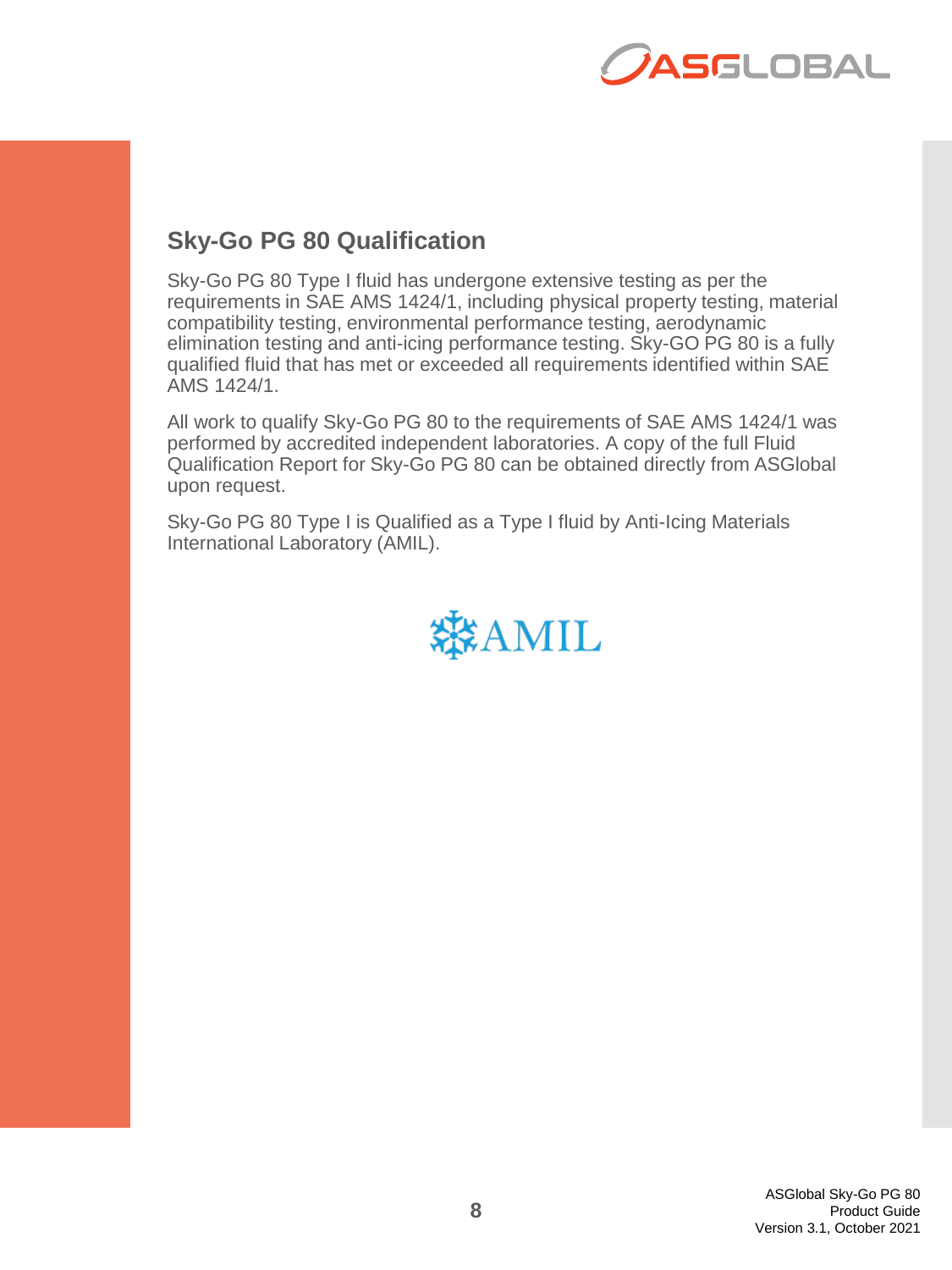## Sky-Go PG 80 Qualification

Sky-Go PG 80 Type I fluid has undergone extensive testing as per the requirements in SAE AMS 1424/1, including physical property testing, material compatibility testing, environmental performance testing, aerodynamic elimination testing and anti-icing performance testing. Sky-GO PG 80 is a fully qualified fluid that has met or exceeded all requirements identified within SAE AMS 1424/1.

All work to qualify Sky-Go PG 80 to the requirements of SAE AMS 1424/1 was performed by accredited independent laboratories. A copy of the full Fluid Qualification Report for Sky-Go PG 80 can be obtained directly from ASGlobal upon request.

Sky-Go PG 80 Type I is Qualified as a Type I fluid by Anti-Icing Materials International Laboratory (AMIL).

AMIL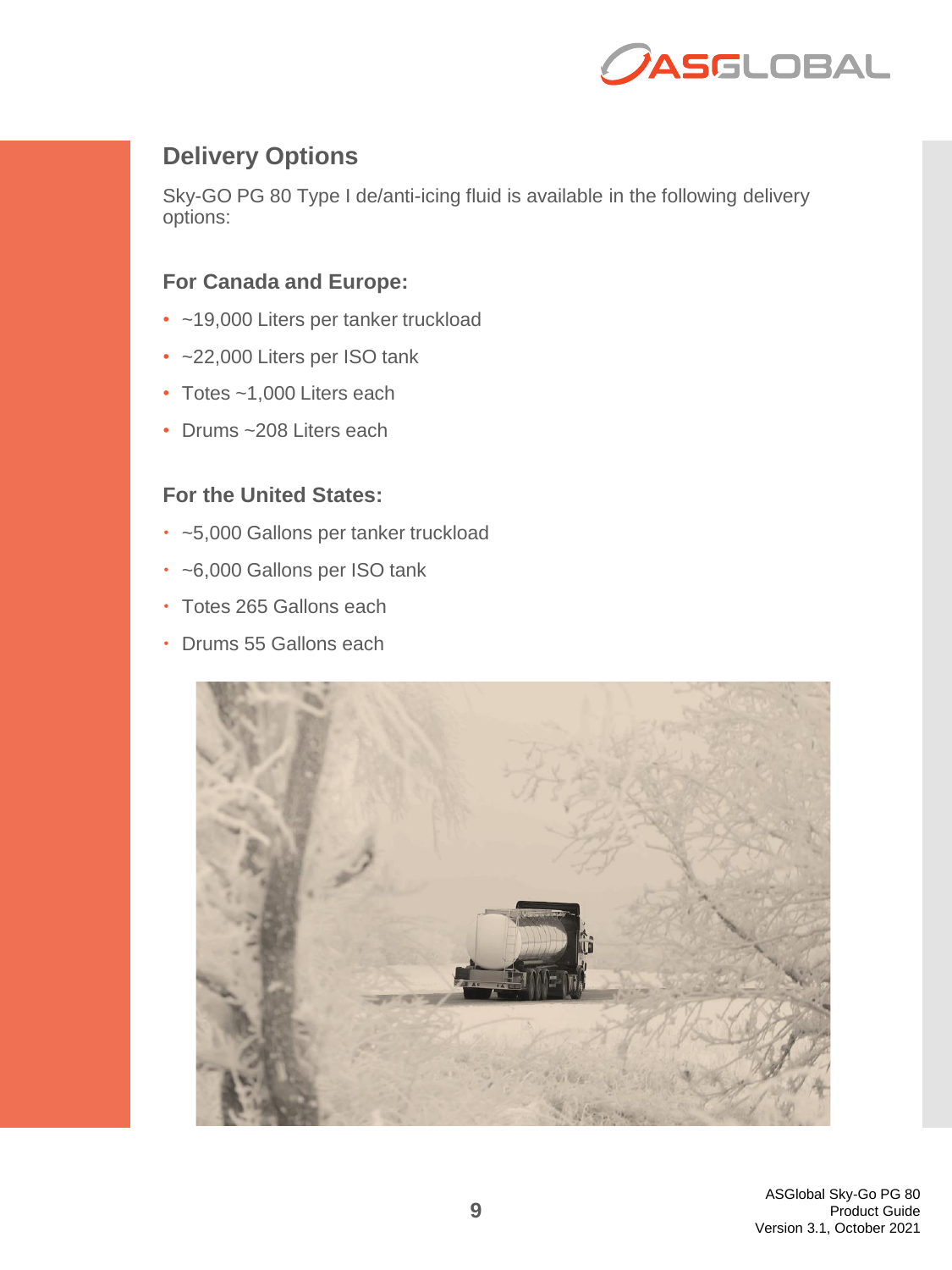## Delivery Options

Sky-GO PG 80 Type I de/anti-icing fluid is available in the following delivery options:

### For Canada and Europe:

- ~19,000 Liters per tanker truckload
- ~22,000 Liters per ISO tank
- Totes ~1,000 Liters each
- Drums ~208 Liters each

### For the United States:

- ~5,000 Gallons per tanker truckload
- ~6,000 Gallons per ISO tank
- Totes 265 Gallons each
- Drums 55 Gallons each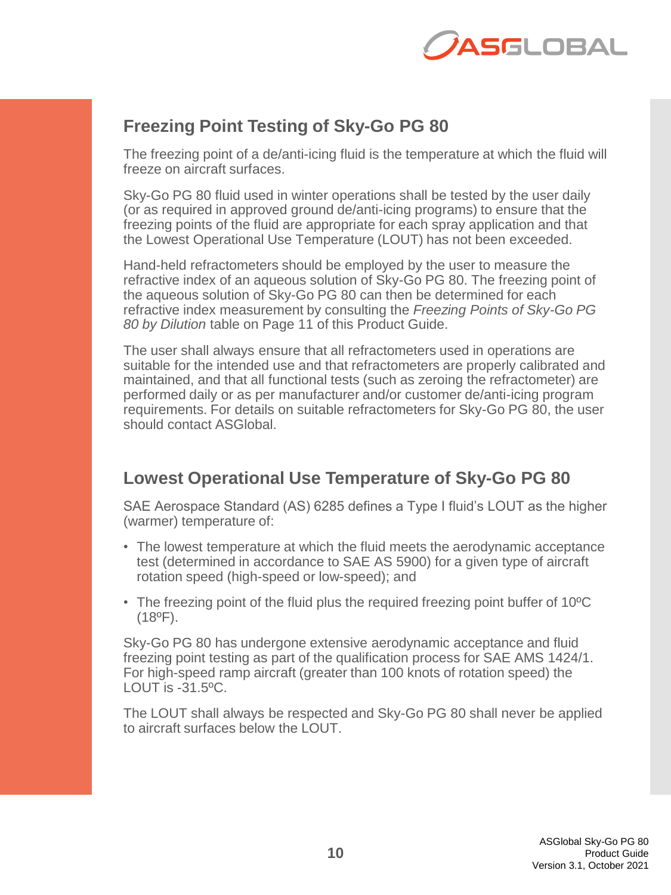## Freezing Point Testing of Sky-Go PG 80

The freezing point of a de/anti-icing fluid is the temperature at which the fluid will freeze on aircraft surfaces.

Sky-Go PG 80 fluid used in winter operations shall be tested by the user daily (or as required in approved ground de/anti-icing programs) to ensure that the freezing points of the fluid are appropriate for each spray application and that the Lowest Operational Use Temperature (LOUT) has not been exceeded.

Hand-held refractometers should be employed by the user to measure the refractive index of an aqueous solution of Sky-Go PG 80. The freezing point of the aqueous solution of Sky-Go PG 80 can then be determined for each refractive index measurement by consulting the *Freezing Points of Sky-Go PG 80 by Dilution* table on Page 11 of this Product Guide.

The user shall always ensure that all refractometers used in operations are suitable for the intended use and that refractometers are properly calibrated and maintained, and that all functional tests (such as zeroing the refractometer) are performed daily or as per manufacturer and/or customer de/anti-icing program requirements. For details on suitable refractometers for Sky-Go PG 80, the user should contact ASGlobal.

## Lowest Operational Use Temperature of Sky-Go PG 80

SAE Aerospace Standard (AS) 6285 defines a Type I fluid's LOUT as the higher (warmer) temperature of:

- The lowest temperature at which the fluid meets the aerodynamic acceptance test (determined in accordance to SAE AS 5900) for a given type of aircraft rotation speed (high-speed or low-speed); and
- The freezing point of the fluid plus the required freezing point buffer of 10ºC (18ºF).

Sky-Go PG 80 has undergone extensive aerodynamic acceptance and fluid freezing point testing as part of the qualification process for SAE AMS 1424/1. For high-speed ramp aircraft (greater than 100 knots of rotation speed) the LOUT is -31.5ºC.

The LOUT shall always be respected and Sky-Go PG 80 shall never be applied to aircraft surfaces below the LOUT.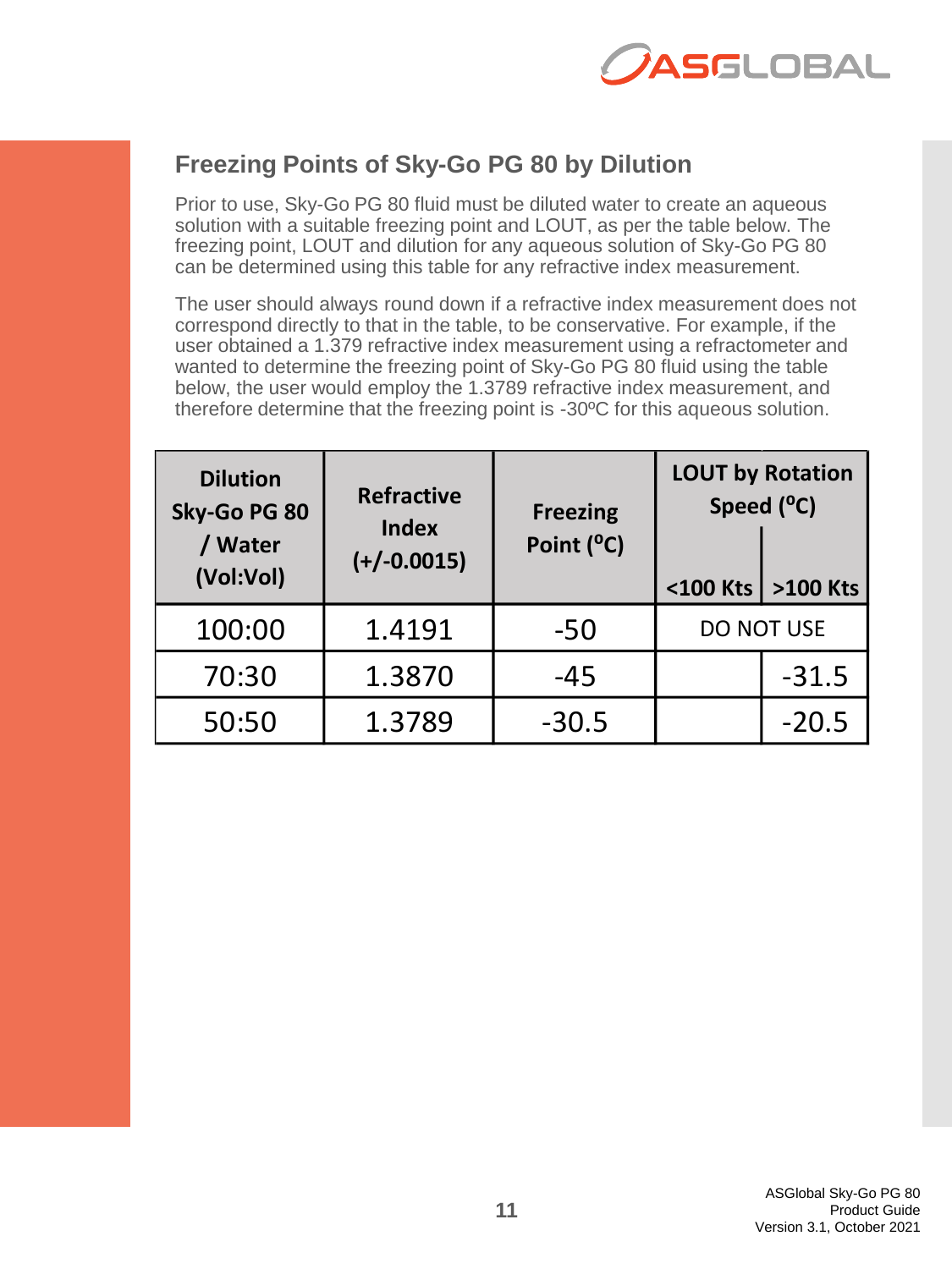## Freezing Points of Sky-Go PG 80 by Dilution

Prior to use, Sky-Go PG 80 fluid must be diluted water to create an aqueous solution with a suitable freezing point and LOUT, as per the table below. The freezing point, LOUT and dilution for any aqueous solution of Sky-Go PG 80 can be determined using this table for any refractive index measurement.

The user should always round down if a refractive index measurement does not correspond directly to that in the table, to be conservative. For example, if the user obtained a 1.379 refractive index measurement using a refractometer and wanted to determine the freezing point of Sky-Go PG 80 fluid using the table below, the user would employ the 1.3789 refractive index measurement, and therefore determine that the freezing point is -30ºC for this aqueous solution.

| Dilution Sky-Go PG 80 / Water (Vol:Vol) | Refractive Index (+/-0.0015) | Freezing Point (ºC) | LOUT by Rotation Speed (ºC) | |
|---|---|---|---|---|
| | | | <100 Kts | >100 Kts |
| 100:00 | 1.4191 | -50 | DO NOT USE | |
| 70:30 | 1.3870 | -45 | | -31.5 |
| 50:50 | 1.3789 | -30.5 | | -20.5 |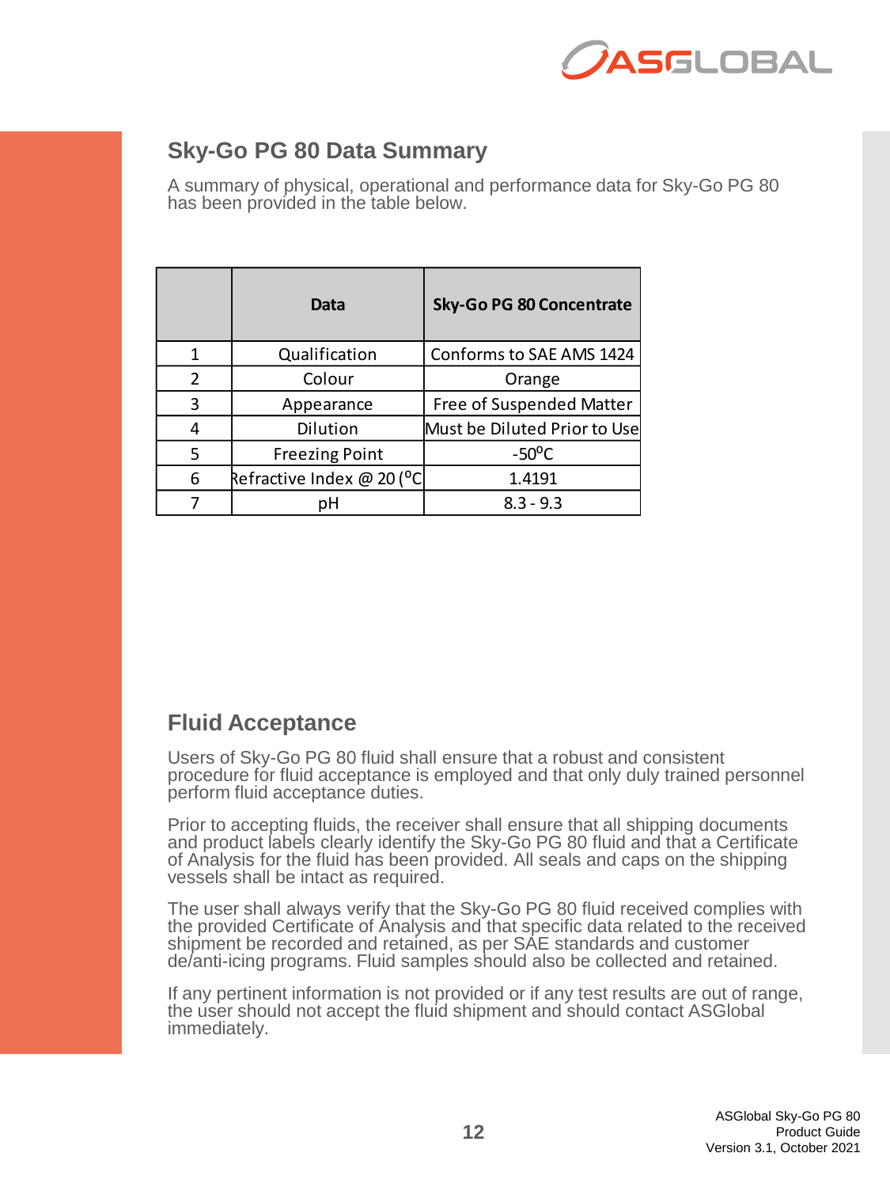## Sky-Go PG 80 Data Summary

A summary of physical, operational and performance data for Sky-Go PG 80 has been provided in the table below.

| | Data | Sky-Go PG 80 Concentrate |
|---|---|---|
| 1 | Qualification | Conforms to SAE AMS 1424 |
| 2 | Colour | Orange |
| 3 | Appearance | Free of Suspended Matter |
| 4 | Dilution | Must be Diluted Prior to Use |
| 5 | Freezing Point | -50ºC |
| 6 | Refractive Index @ 20 (ºC | 1.4191 |
| 7 | pH | 8.3 - 9.3 |

## Fluid Acceptance

Users of Sky-Go PG 80 fluid shall ensure that a robust and consistent procedure for fluid acceptance is employed and that only duly trained personnel perform fluid acceptance duties.

Prior to accepting fluids, the receiver shall ensure that all shipping documents and product labels clearly identify the Sky-Go PG 80 fluid and that a Certificate of Analysis for the fluid has been provided. All seals and caps on the shipping vessels shall be intact as required.

The user shall always verify that the Sky-Go PG 80 fluid received complies with the provided Certificate of Analysis and that specific data related to the received shipment be recorded and retained, as per SAE standards and customer de/anti-icing programs. Fluid samples should also be collected and retained.

If any pertinent information is not provided or if any test results are out of range, the user should not accept the fluid shipment and should contact ASGlobal immediately.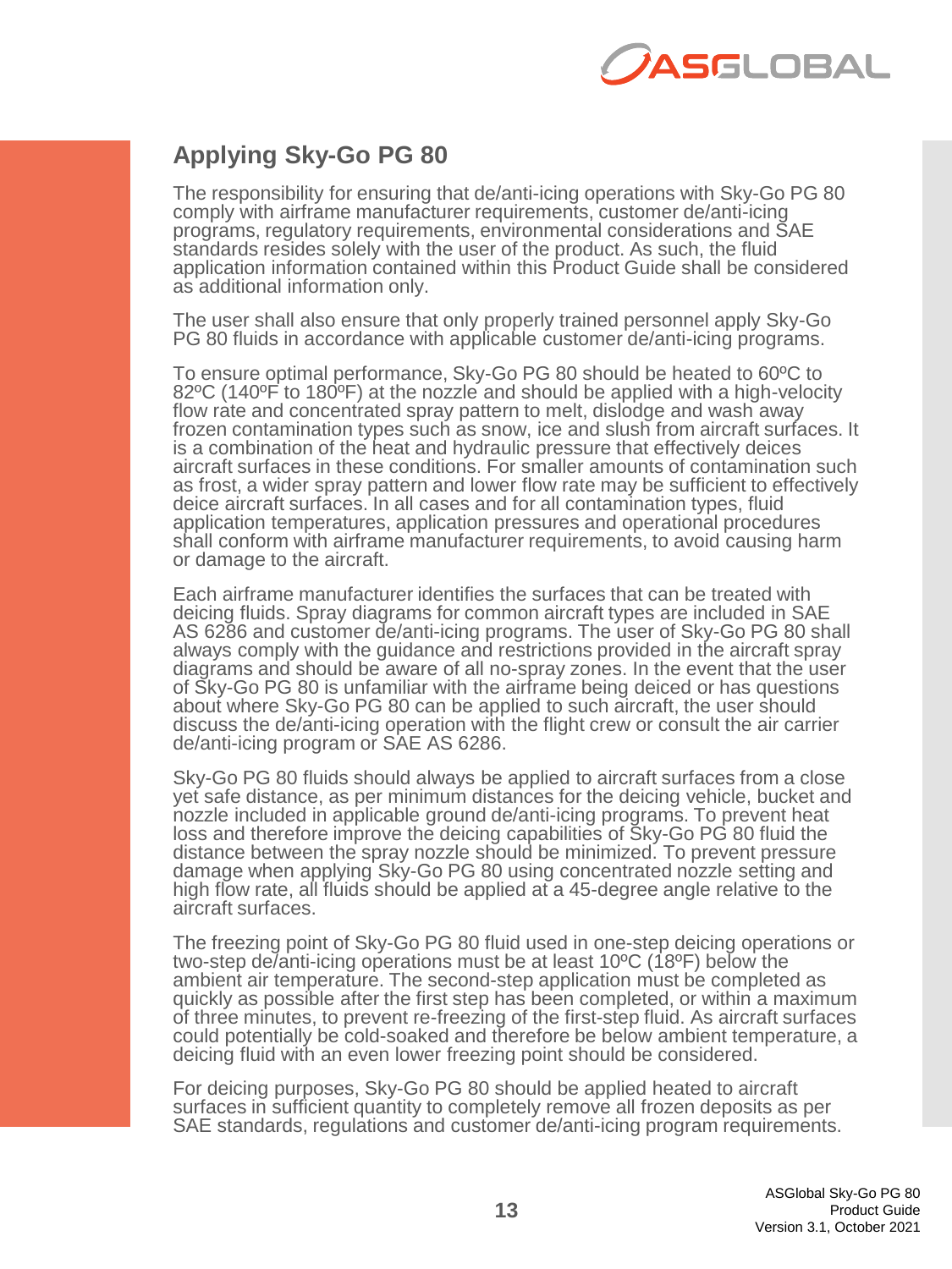## Applying Sky-Go PG 80

The responsibility for ensuring that de/anti-icing operations with Sky-Go PG 80 comply with airframe manufacturer requirements, customer de/anti-icing programs, regulatory requirements, environmental considerations and SAE standards resides solely with the user of the product. As such, the fluid application information contained within this Product Guide shall be considered as additional information only.

The user shall also ensure that only properly trained personnel apply Sky-Go PG 80 fluids in accordance with applicable customer de/anti-icing programs.

To ensure optimal performance, Sky-Go PG 80 should be heated to 60ºC to 82ºC (140ºF to 180ºF) at the nozzle and should be applied with a high-velocity flow rate and concentrated spray pattern to melt, dislodge and wash away frozen contamination types such as snow, ice and slush from aircraft surfaces. It is a combination of the heat and hydraulic pressure that effectively deices aircraft surfaces in these conditions. For smaller amounts of contamination such as frost, a wider spray pattern and lower flow rate may be sufficient to effectively deice aircraft surfaces. In all cases and for all contamination types, fluid application temperatures, application pressures and operational procedures shall conform with airframe manufacturer requirements, to avoid causing harm or damage to the aircraft.

Each airframe manufacturer identifies the surfaces that can be treated with deicing fluids. Spray diagrams for common aircraft types are included in SAE AS 6286 and customer de/anti-icing programs. The user of Sky-Go PG 80 shall always comply with the guidance and restrictions provided in the aircraft spray diagrams and should be aware of all no-spray zones. In the event that the user of Sky-Go PG 80 is unfamiliar with the airframe being deiced or has questions about where Sky-Go PG 80 can be applied to such aircraft, the user should discuss the de/anti-icing operation with the flight crew or consult the air carrier de/anti-icing program or SAE AS 6286.

Sky-Go PG 80 fluids should always be applied to aircraft surfaces from a close yet safe distance, as per minimum distances for the deicing vehicle, bucket and nozzle included in applicable ground de/anti-icing programs. To prevent heat loss and therefore improve the deicing capabilities of Sky-Go PG 80 fluid the distance between the spray nozzle should be minimized. To prevent pressure damage when applying Sky-Go PG 80 using concentrated nozzle setting and high flow rate, all fluids should be applied at a 45-degree angle relative to the aircraft surfaces.

The freezing point of Sky-Go PG 80 fluid used in one-step deicing operations or two-step de/anti-icing operations must be at least 10ºC (18ºF) below the ambient air temperature. The second-step application must be completed as quickly as possible after the first step has been completed, or within a maximum of three minutes, to prevent re-freezing of the first-step fluid. As aircraft surfaces could potentially be cold-soaked and therefore be below ambient temperature, a deicing fluid with an even lower freezing point should be considered.

For deicing purposes, Sky-Go PG 80 should be applied heated to aircraft surfaces in sufficient quantity to completely remove all frozen deposits as per SAE standards, regulations and customer de/anti-icing program requirements.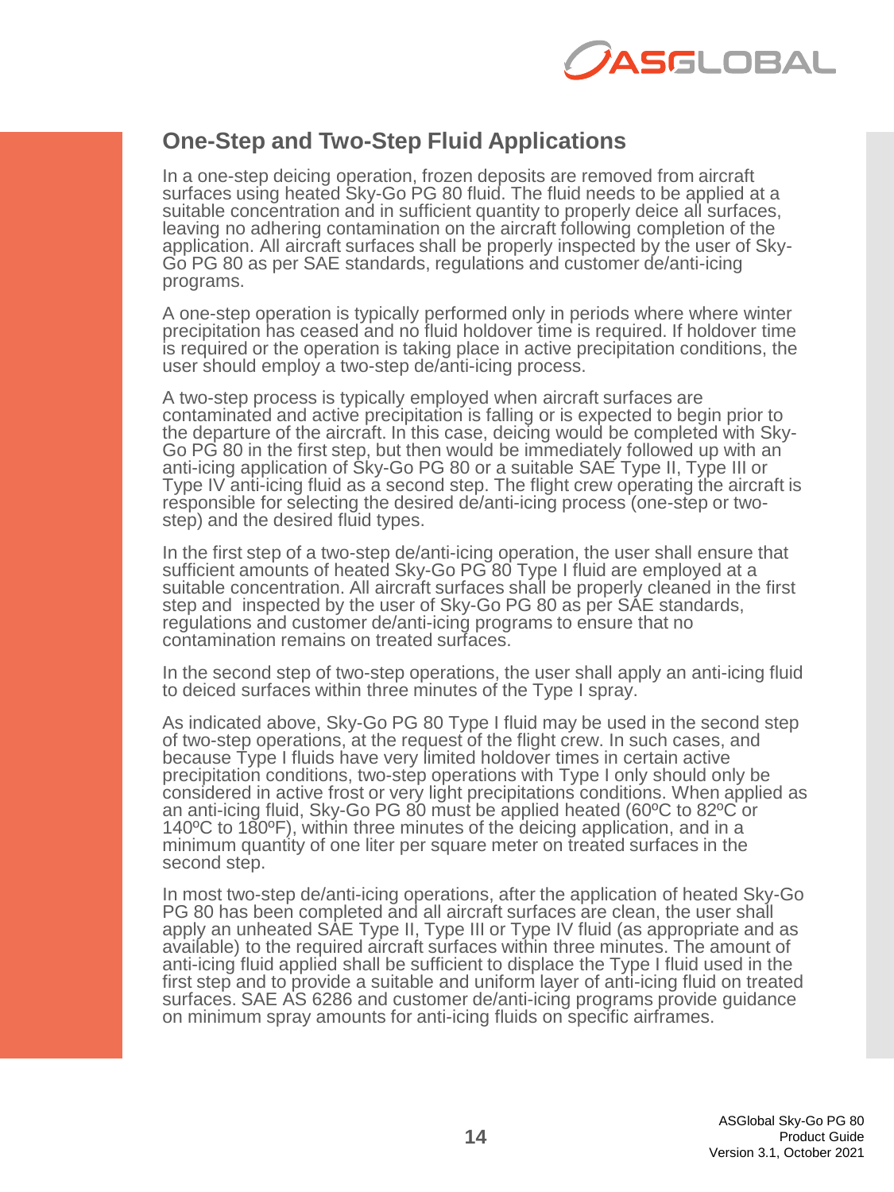## One-Step and Two-Step Fluid Applications

In a one-step deicing operation, frozen deposits are removed from aircraft surfaces using heated Sky-Go PG 80 fluid. The fluid needs to be applied at a suitable concentration and in sufficient quantity to properly deice all surfaces, leaving no adhering contamination on the aircraft following completion of the application. All aircraft surfaces shall be properly inspected by the user of Sky-Go PG 80 as per SAE standards, regulations and customer de/anti-icing programs.

A one-step operation is typically performed only in periods where where winter precipitation has ceased and no fluid holdover time is required. If holdover time is required or the operation is taking place in active precipitation conditions, the user should employ a two-step de/anti-icing process.

A two-step process is typically employed when aircraft surfaces are contaminated and active precipitation is falling or is expected to begin prior to the departure of the aircraft. In this case, deicing would be completed with Sky-Go PG 80 in the first step, but then would be immediately followed up with an anti-icing application of Sky-Go PG 80 or a suitable SAE Type II, Type III or Type IV anti-icing fluid as a second step. The flight crew operating the aircraft is responsible for selecting the desired de/anti-icing process (one-step or two-step) and the desired fluid types.

In the first step of a two-step de/anti-icing operation, the user shall ensure that sufficient amounts of heated Sky-Go PG 80 Type I fluid are employed at a suitable concentration. All aircraft surfaces shall be properly cleaned in the first step and inspected by the user of Sky-Go PG 80 as per SAE standards, regulations and customer de/anti-icing programs to ensure that no contamination remains on treated surfaces.

In the second step of two-step operations, the user shall apply an anti-icing fluid to deiced surfaces within three minutes of the Type I spray.

As indicated above, Sky-Go PG 80 Type I fluid may be used in the second step of two-step operations, at the request of the flight crew. In such cases, and because Type I fluids have very limited holdover times in certain active precipitation conditions, two-step operations with Type I only should only be considered in active frost or very light precipitations conditions. When applied as an anti-icing fluid, Sky-Go PG 80 must be applied heated (60ºC to 82ºC or 140ºF to 180ºF), within three minutes of the deicing application, and in a minimum quantity of one liter per square meter on treated surfaces in the second step.

In most two-step de/anti-icing operations, after the application of heated Sky-Go PG 80 has been completed and all aircraft surfaces are clean, the user shall apply an unheated SAE Type II, Type III or Type IV fluid (as appropriate and as available) to the required aircraft surfaces within three minutes. The amount of anti-icing fluid applied shall be sufficient to displace the Type I fluid used in the first step and to provide a suitable and uniform layer of anti-icing fluid on treated surfaces. SAE AS 6286 and customer de/anti-icing programs provide guidance on minimum spray amounts for anti-icing fluids on specific airframes.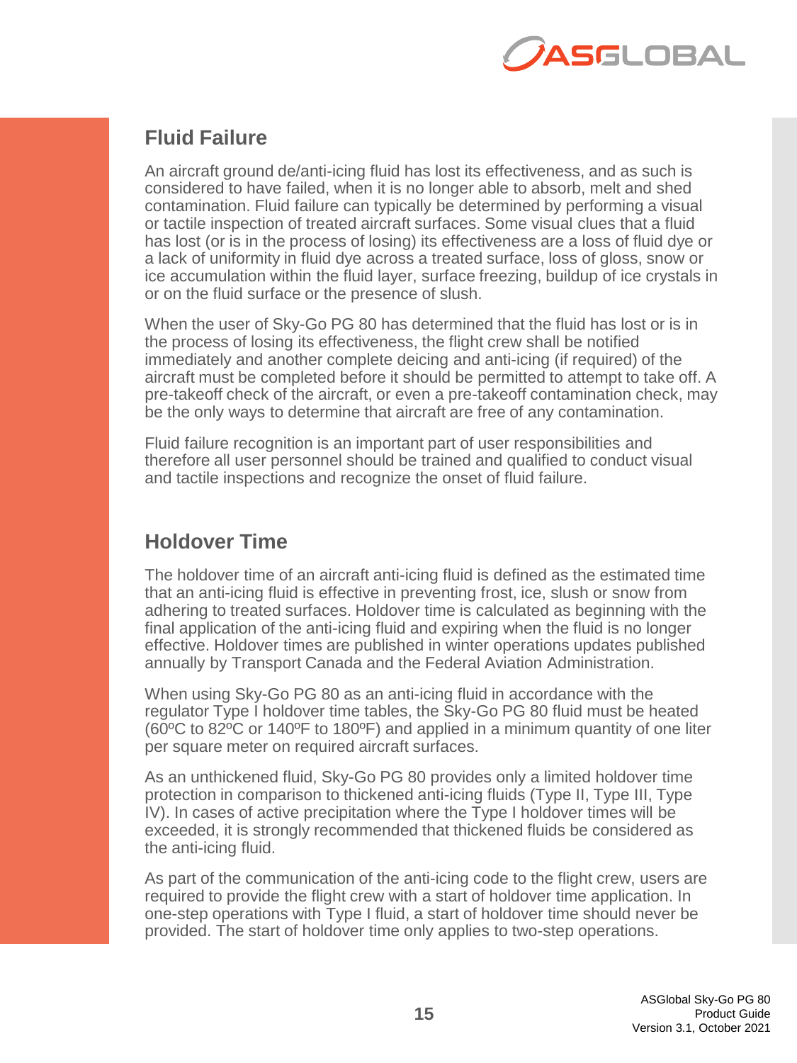## Fluid Failure

An aircraft ground de/anti-icing fluid has lost its effectiveness, and as such is considered to have failed, when it is no longer able to absorb, melt and shed contamination. Fluid failure can typically be determined by performing a visual or tactile inspection of treated aircraft surfaces. Some visual clues that a fluid has lost (or is in the process of losing) its effectiveness are a loss of fluid dye or a lack of uniformity in fluid dye across a treated surface, loss of gloss, snow or ice accumulation within the fluid layer, surface freezing, buildup of ice crystals in or on the fluid surface or the presence of slush.

When the user of Sky-Go PG 80 has determined that the fluid has lost or is in the process of losing its effectiveness, the flight crew shall be notified immediately and another complete deicing and anti-icing (if required) of the aircraft must be completed before it should be permitted to attempt to take off. A pre-takeoff check of the aircraft, or even a pre-takeoff contamination check, may be the only ways to determine that aircraft are free of any contamination.

Fluid failure recognition is an important part of user responsibilities and therefore all user personnel should be trained and qualified to conduct visual and tactile inspections and recognize the onset of fluid failure.

## Holdover Time

The holdover time of an aircraft anti-icing fluid is defined as the estimated time that an anti-icing fluid is effective in preventing frost, ice, slush or snow from adhering to treated surfaces. Holdover time is calculated as beginning with the final application of the anti-icing fluid and expiring when the fluid is no longer effective. Holdover times are published in winter operations updates published annually by Transport Canada and the Federal Aviation Administration.

When using Sky-Go PG 80 as an anti-icing fluid in accordance with the regulator Type I holdover time tables, the Sky-Go PG 80 fluid must be heated (60ºC to 82ºC or 140ºF to 180ºF) and applied in a minimum quantity of one liter per square meter on required aircraft surfaces.

As an unthickened fluid, Sky-Go PG 80 provides only a limited holdover time protection in comparison to thickened anti-icing fluids (Type II, Type III, Type IV). In cases of active precipitation where the Type I holdover times will be exceeded, it is strongly recommended that thickened fluids be considered as the anti-icing fluid.

As part of the communication of the anti-icing code to the flight crew, users are required to provide the flight crew with a start of holdover time application. In one-step operations with Type I fluid, a start of holdover time should never be provided. The start of holdover time only applies to two-step operations.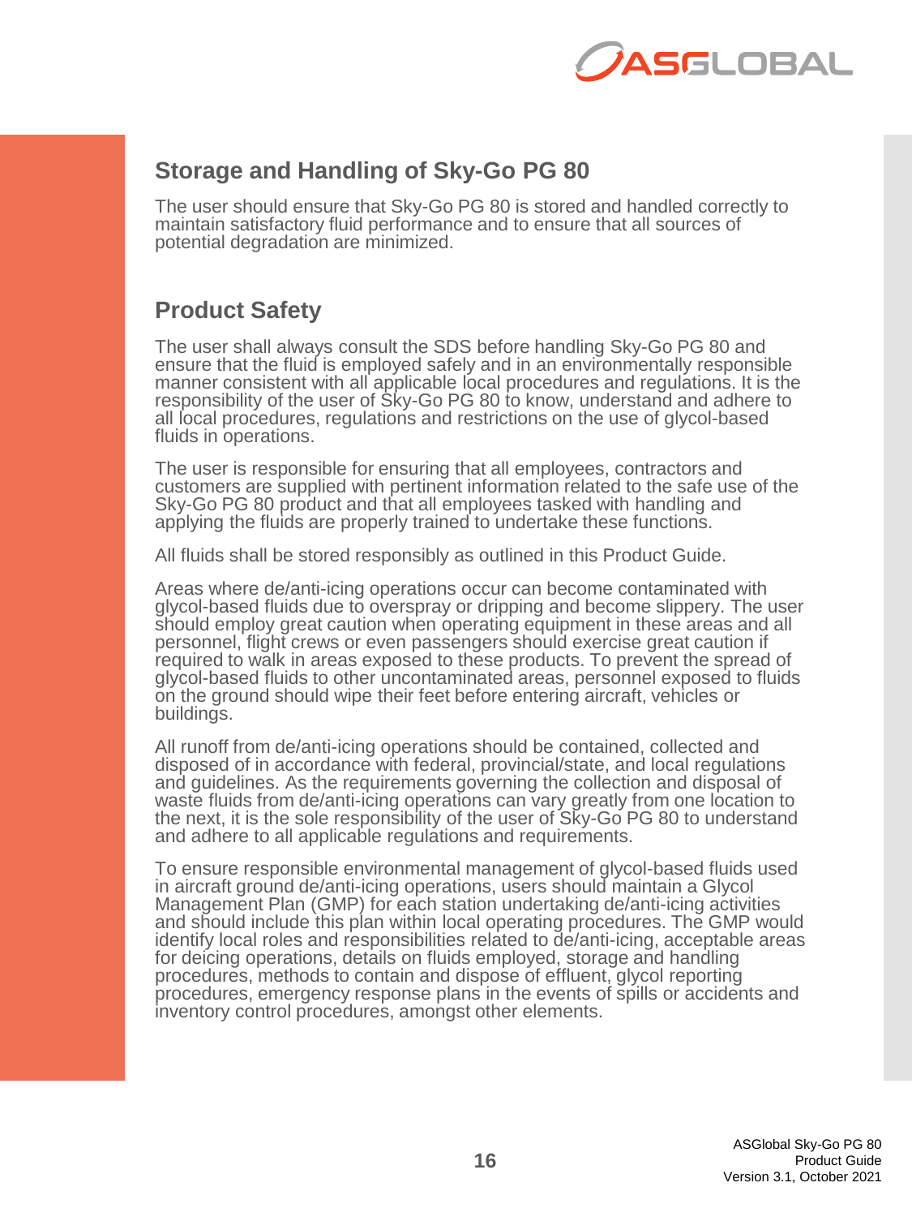## Storage and Handling of Sky-Go PG 80

The user should ensure that Sky-Go PG 80 is stored and handled correctly to maintain satisfactory fluid performance and to ensure that all sources of potential degradation are minimized.

## Product Safety

The user shall always consult the SDS before handling Sky-Go PG 80 and ensure that the fluid is employed safely and in an environmentally responsible manner consistent with all applicable local procedures and regulations. It is the responsibility of the user of Sky-Go PG 80 to know, understand and adhere to all local procedures, regulations and restrictions on the use of glycol-based fluids in operations.

The user is responsible for ensuring that all employees, contractors and customers are supplied with pertinent information related to the safe use of the Sky-Go PG 80 product and that all employees tasked with handling and applying the fluids are properly trained to undertake these functions.

All fluids shall be stored responsibly as outlined in this Product Guide.

Areas where de/anti-icing operations occur can become contaminated with glycol-based fluids due to overspray or dripping and become slippery. The user should employ great caution when operating equipment in these areas and all personnel, flight crews or even passengers should exercise great caution if required to walk in areas exposed to these products. To prevent the spread of glycol-based fluids to other uncontaminated areas, personnel exposed to fluids on the ground should wipe their feet before entering aircraft, vehicles or buildings.

All runoff from de/anti-icing operations should be contained, collected and disposed of in accordance with federal, provincial/state, and local regulations and guidelines. As the requirements governing the collection and disposal of waste fluids from de/anti-icing operations can vary greatly from one location to the next, it is the sole responsibility of the user of Sky-Go PG 80 to understand and adhere to all applicable regulations and requirements.

To ensure responsible environmental management of glycol-based fluids used in aircraft ground de/anti-icing operations, users should maintain a Glycol Management Plan (GMP) for each station undertaking de/anti-icing activities and should include this plan within local operating procedures. The GMP would identify local roles and responsibilities related to de/anti-icing, acceptable areas for deicing operations, details on fluids employed, storage and handling procedures, methods to contain and dispose of effluent, glycol reporting procedures, emergency response plans in the events of spills or accidents and inventory control procedures, amongst other elements.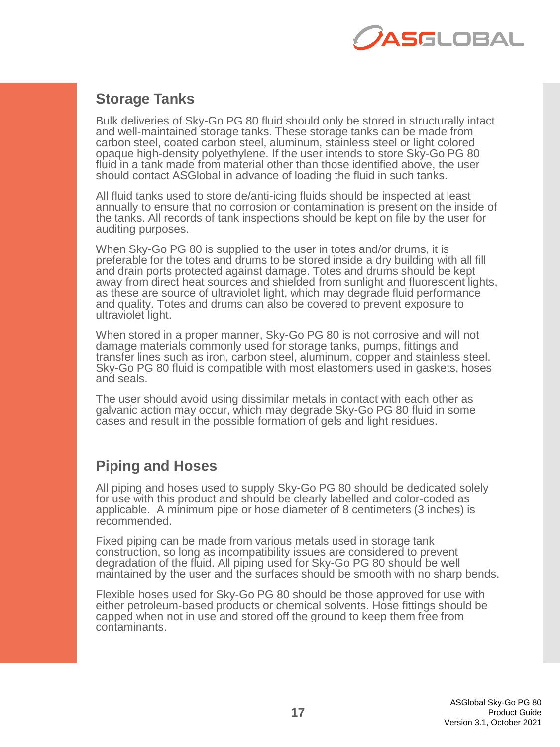## Storage Tanks

Bulk deliveries of Sky-Go PG 80 fluid should only be stored in structurally intact and well-maintained storage tanks. These storage tanks can be made from carbon steel, coated carbon steel, aluminum, stainless steel or light colored opaque high-density polyethylene. If the user intends to store Sky-Go PG 80 fluid in a tank made from material other than those identified above, the user should contact ASGlobal in advance of loading the fluid in such tanks.

All fluid tanks used to store de/anti-icing fluids should be inspected at least annually to ensure that no corrosion or contamination is present on the inside of the tanks. All records of tank inspections should be kept on file by the user for auditing purposes.

When Sky-Go PG 80 is supplied to the user in totes and/or drums, it is preferable for the totes and drums to be stored inside a dry building with all fill and drain ports protected against damage. Totes and drums should be kept away from direct heat sources and shielded from sunlight and fluorescent lights, as these are source of ultraviolet light, which may degrade fluid performance and quality. Totes and drums can also be covered to prevent exposure to ultraviolet light.

When stored in a proper manner, Sky-Go PG 80 is not corrosive and will not damage materials commonly used for storage tanks, pumps, fittings and transfer lines such as iron, carbon steel, aluminum, copper and stainless steel. Sky-Go PG 80 fluid is compatible with most elastomers used in gaskets, hoses and seals.

The user should avoid using dissimilar metals in contact with each other as galvanic action may occur, which may degrade Sky-Go PG 80 fluid in some cases and result in the possible formation of gels and light residues.

## Piping and Hoses

All piping and hoses used to supply Sky-Go PG 80 should be dedicated solely for use with this product and should be clearly labelled and color-coded as applicable. A minimum pipe or hose diameter of 8 centimeters (3 inches) is recommended.

Fixed piping can be made from various metals used in storage tank construction, so long as incompatibility issues are considered to prevent degradation of the fluid. All piping used for Sky-Go PG 80 should be well maintained by the user and the surfaces should be smooth with no sharp bends.

Flexible hoses used for Sky-Go PG 80 should be those approved for use with either petroleum-based products or chemical solvents. Hose fittings should be capped when not in use and stored off the ground to keep them free from contaminants.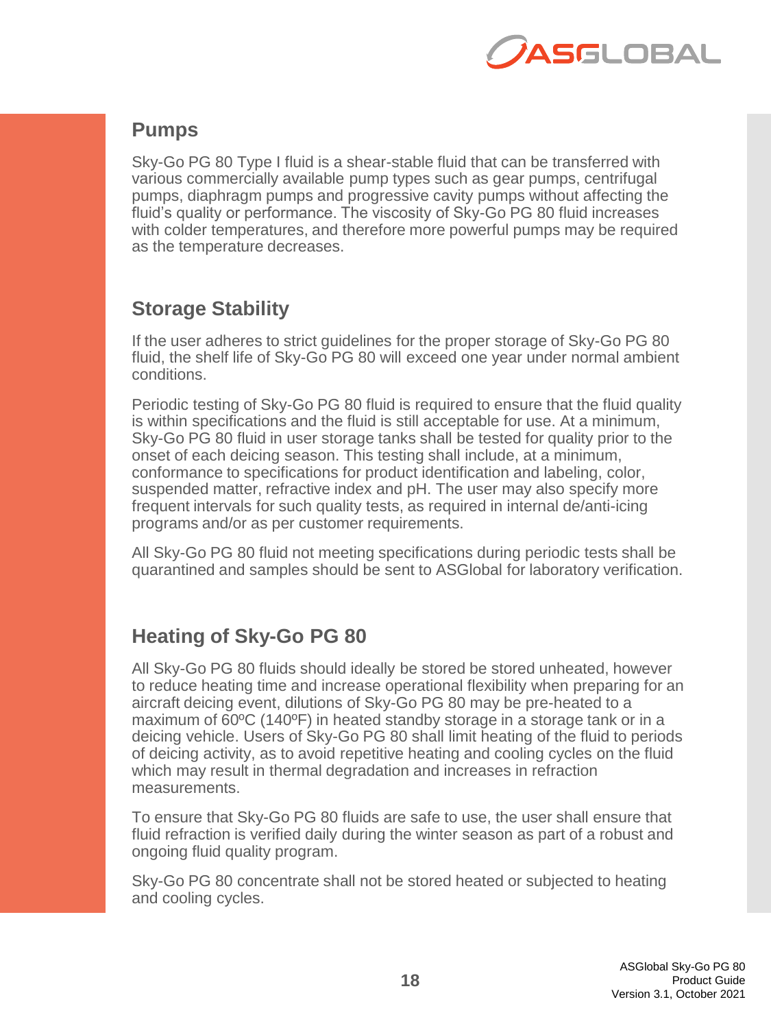## Pumps

Sky-Go PG 80 Type I fluid is a shear-stable fluid that can be transferred with various commercially available pump types such as gear pumps, centrifugal pumps, diaphragm pumps and progressive cavity pumps without affecting the fluid's quality or performance. The viscosity of Sky-Go PG 80 fluid increases with colder temperatures, and therefore more powerful pumps may be required as the temperature decreases.

## Storage Stability

If the user adheres to strict guidelines for the proper storage of Sky-Go PG 80 fluid, the shelf life of Sky-Go PG 80 will exceed one year under normal ambient conditions.

Periodic testing of Sky-Go PG 80 fluid is required to ensure that the fluid quality is within specifications and the fluid is still acceptable for use. At a minimum, Sky-Go PG 80 fluid in user storage tanks shall be tested for quality prior to the onset of each deicing season. This testing shall include, at a minimum, conformance to specifications for product identification and labeling, color, suspended matter, refractive index and pH. The user may also specify more frequent intervals for such quality tests, as required in internal de/anti-icing programs and/or as per customer requirements.

All Sky-Go PG 80 fluid not meeting specifications during periodic tests shall be quarantined and samples should be sent to ASGlobal for laboratory verification.

## Heating of Sky-Go PG 80

All Sky-Go PG 80 fluids should ideally be stored be stored unheated, however to reduce heating time and increase operational flexibility when preparing for an aircraft deicing event, dilutions of Sky-Go PG 80 may be pre-heated to a maximum of 60ºC (140ºF) in heated standby storage in a storage tank or in a deicing vehicle. Users of Sky-Go PG 80 shall limit heating of the fluid to periods of deicing activity, as to avoid repetitive heating and cooling cycles on the fluid which may result in thermal degradation and increases in refraction measurements.

To ensure that Sky-Go PG 80 fluids are safe to use, the user shall ensure that fluid refraction is verified daily during the winter season as part of a robust and ongoing fluid quality program.

Sky-Go PG 80 concentrate shall not be stored heated or subjected to heating and cooling cycles.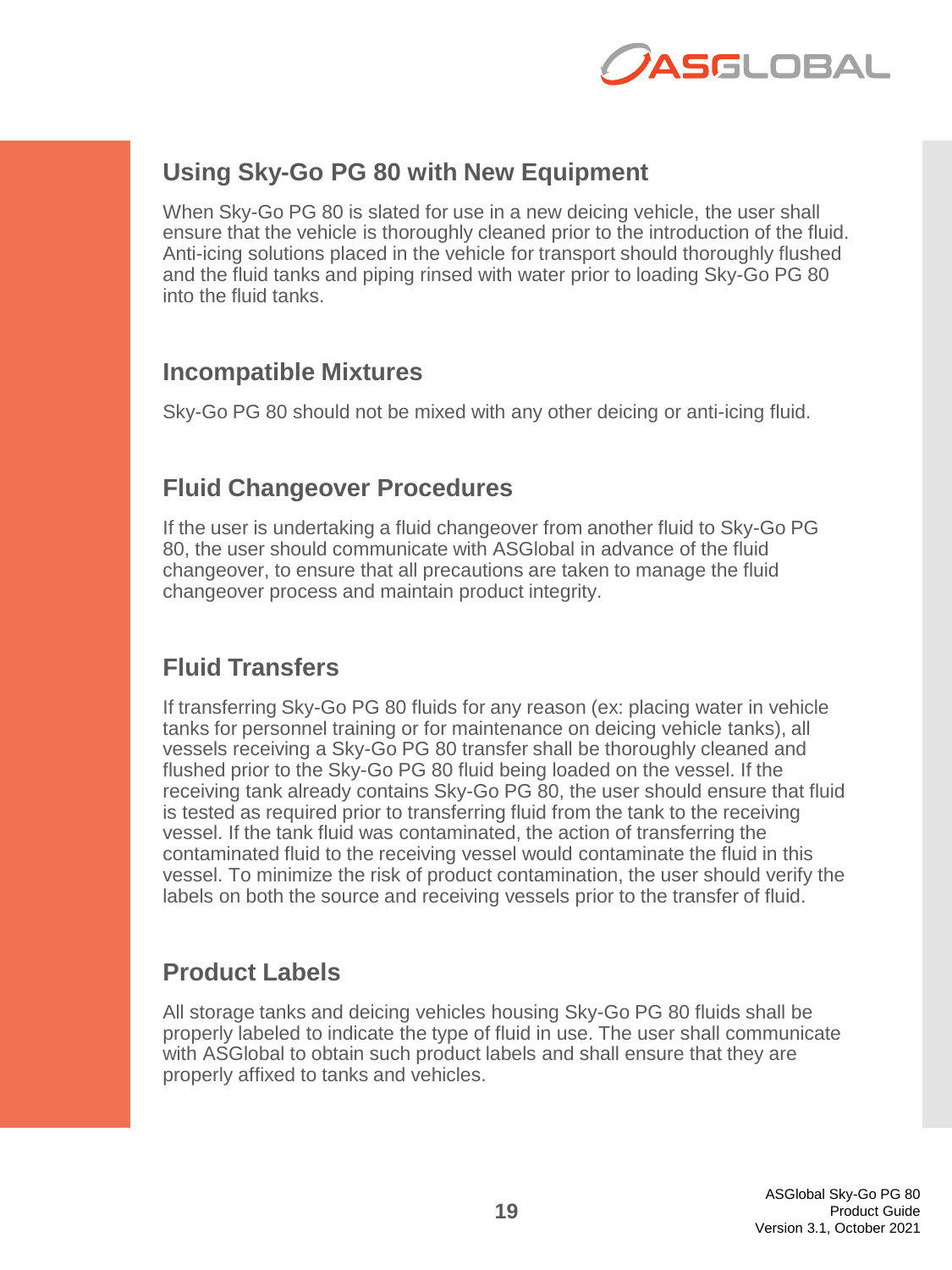## Using Sky-Go PG 80 with New Equipment

When Sky-Go PG 80 is slated for use in a new deicing vehicle, the user shall ensure that the vehicle is thoroughly cleaned prior to the introduction of the fluid. Anti-icing solutions placed in the vehicle for transport should thoroughly flushed and the fluid tanks and piping rinsed with water prior to loading Sky-Go PG 80 into the fluid tanks.

## Incompatible Mixtures

Sky-Go PG 80 should not be mixed with any other deicing or anti-icing fluid.

## Fluid Changeover Procedures

If the user is undertaking a fluid changeover from another fluid to Sky-Go PG 80, the user should communicate with ASGlobal in advance of the fluid changeover, to ensure that all precautions are taken to manage the fluid changeover process and maintain product integrity.

## Fluid Transfers

If transferring Sky-Go PG 80 fluids for any reason (ex: placing water in vehicle tanks for personnel training or for maintenance on deicing vehicle tanks), all vessels receiving a Sky-Go PG 80 transfer shall be thoroughly cleaned and flushed prior to the Sky-Go PG 80 fluid being loaded on the vessel. If the receiving tank already contains Sky-Go PG 80, the user should ensure that fluid is tested as required prior to transferring fluid from the tank to the receiving vessel. If the tank fluid was contaminated, the action of transferring the contaminated fluid to the receiving vessel would contaminate the fluid in this vessel. To minimize the risk of product contamination, the user should verify the labels on both the source and receiving vessels prior to the transfer of fluid.

## Product Labels

All storage tanks and deicing vehicles housing Sky-Go PG 80 fluids shall be properly labeled to indicate the type of fluid in use. The user shall communicate with ASGlobal to obtain such product labels and shall ensure that they are properly affixed to tanks and vehicles.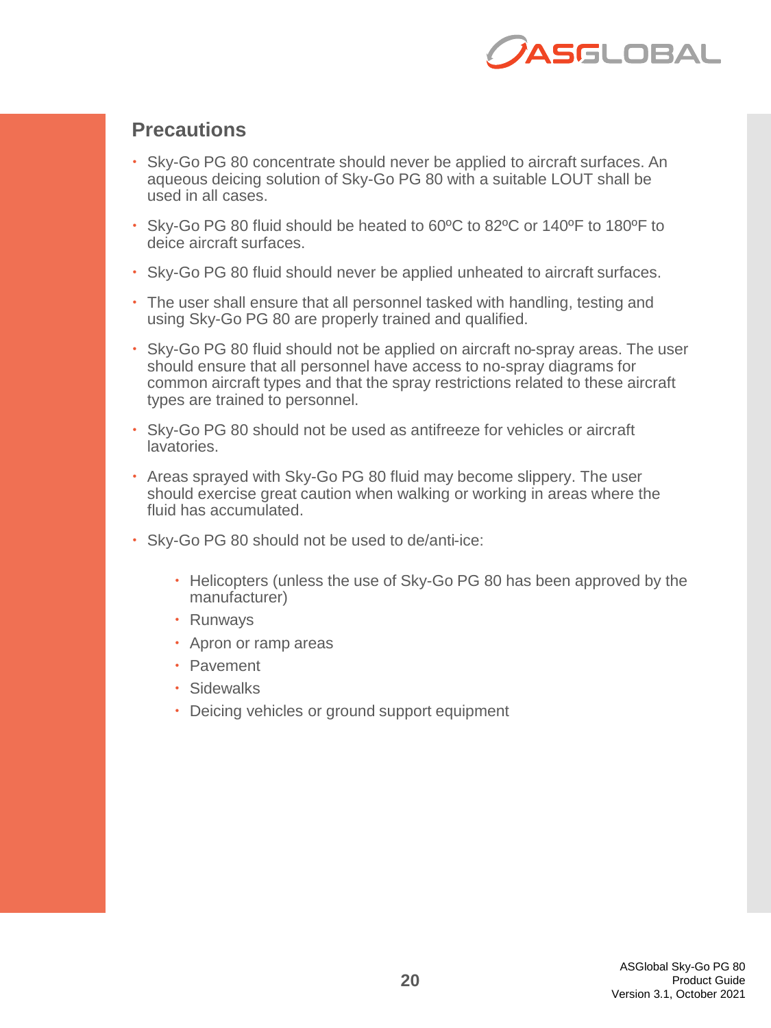## Precautions

- Sky-Go PG 80 concentrate should never be applied to aircraft surfaces. An aqueous deicing solution of Sky-Go PG 80 with a suitable LOUT shall be used in all cases.
- Sky-Go PG 80 fluid should be heated to 60ºC to 82ºC or 140ºF to 180ºF to deice aircraft surfaces.
- Sky-Go PG 80 fluid should never be applied unheated to aircraft surfaces.
- The user shall ensure that all personnel tasked with handling, testing and using Sky-Go PG 80 are properly trained and qualified.
- Sky-Go PG 80 fluid should not be applied on aircraft no-spray areas. The user should ensure that all personnel have access to no-spray diagrams for common aircraft types and that the spray restrictions related to these aircraft types are trained to personnel.
- Sky-Go PG 80 should not be used as antifreeze for vehicles or aircraft lavatories.
- Areas sprayed with Sky-Go PG 80 fluid may become slippery. The user should exercise great caution when walking or working in areas where the fluid has accumulated.
- Sky-Go PG 80 should not be used to de/anti-ice:
    - Helicopters (unless the use of Sky-Go PG 80 has been approved by the manufacturer)
    - Runways
    - Apron or ramp areas
    - Pavement
    - Sidewalks
    - Deicing vehicles or ground support equipment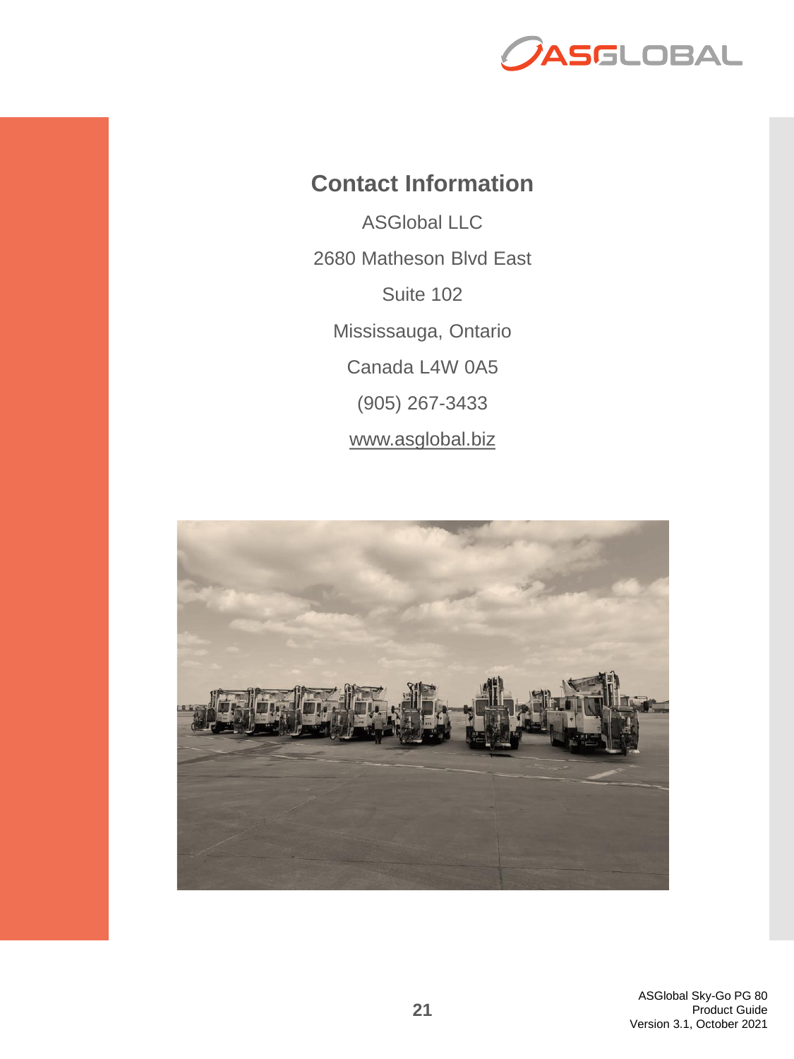## Contact Information

ASGlobal LLC

2680 Matheson Blvd East

Suite 102

Mississauga, Ontario

Canada L4W 0A5

(905) 267-3433

www.asglobal.biz